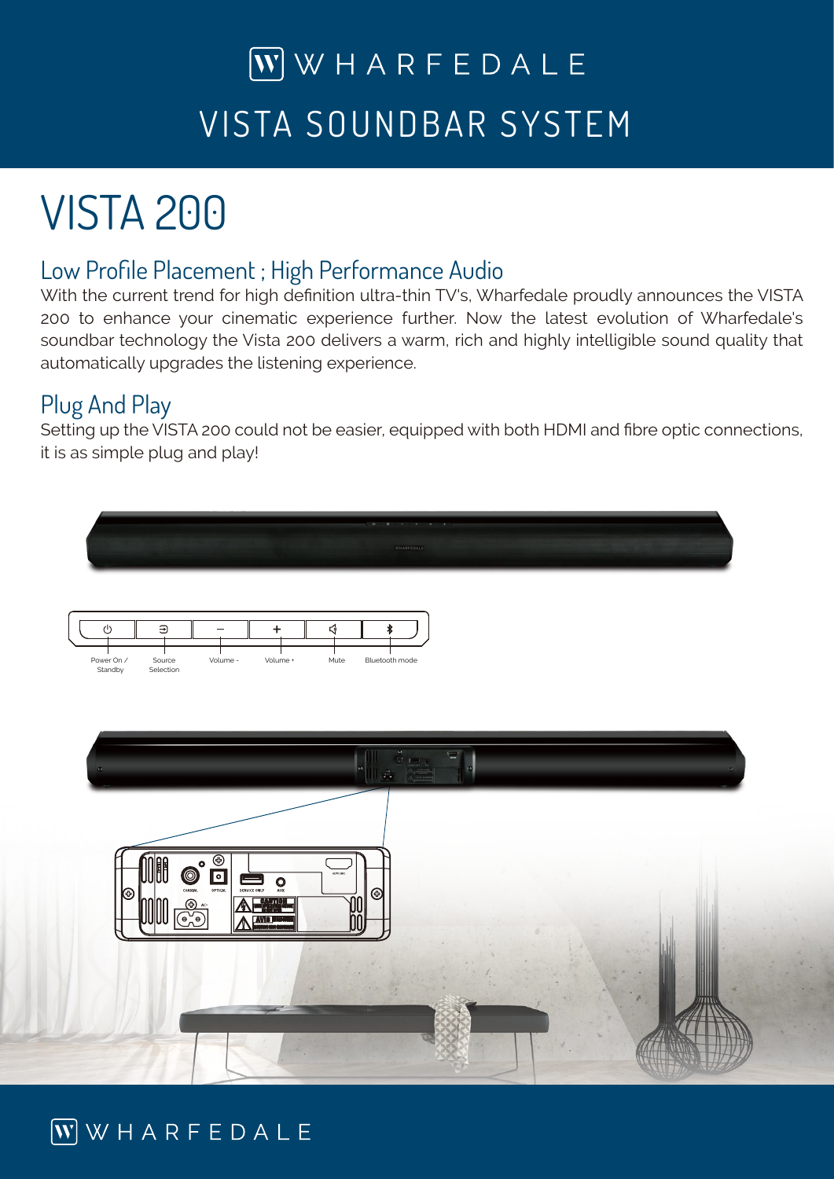# WHARFEDALE

# VISTA SOUNDBAR SYSTEM

# VISTA 200

## Low Profile Placement ; High Performance Audio

With the current trend for high definition ultra-thin TV's, Wharfedale proudly announces the VISTA 200 to enhance your cinematic experience further. Now the latest evolution of Wharfedale's soundbar technology the Vista 200 delivers a warm, rich and highly intelligible sound quality that automatically upgrades the listening experience.

## Plug And Play

Setting up the VISTA 200 could not be easier, equipped with both HDMI and fibre optic connections, it is as simple plug and play!

Power On / Standby | Source Selection | Volume - | Volume + | Mute | Bluetooth mode

COAXIAL | OPTICAL | SERVICE ONLY | AUX | HDMI ARC | AC~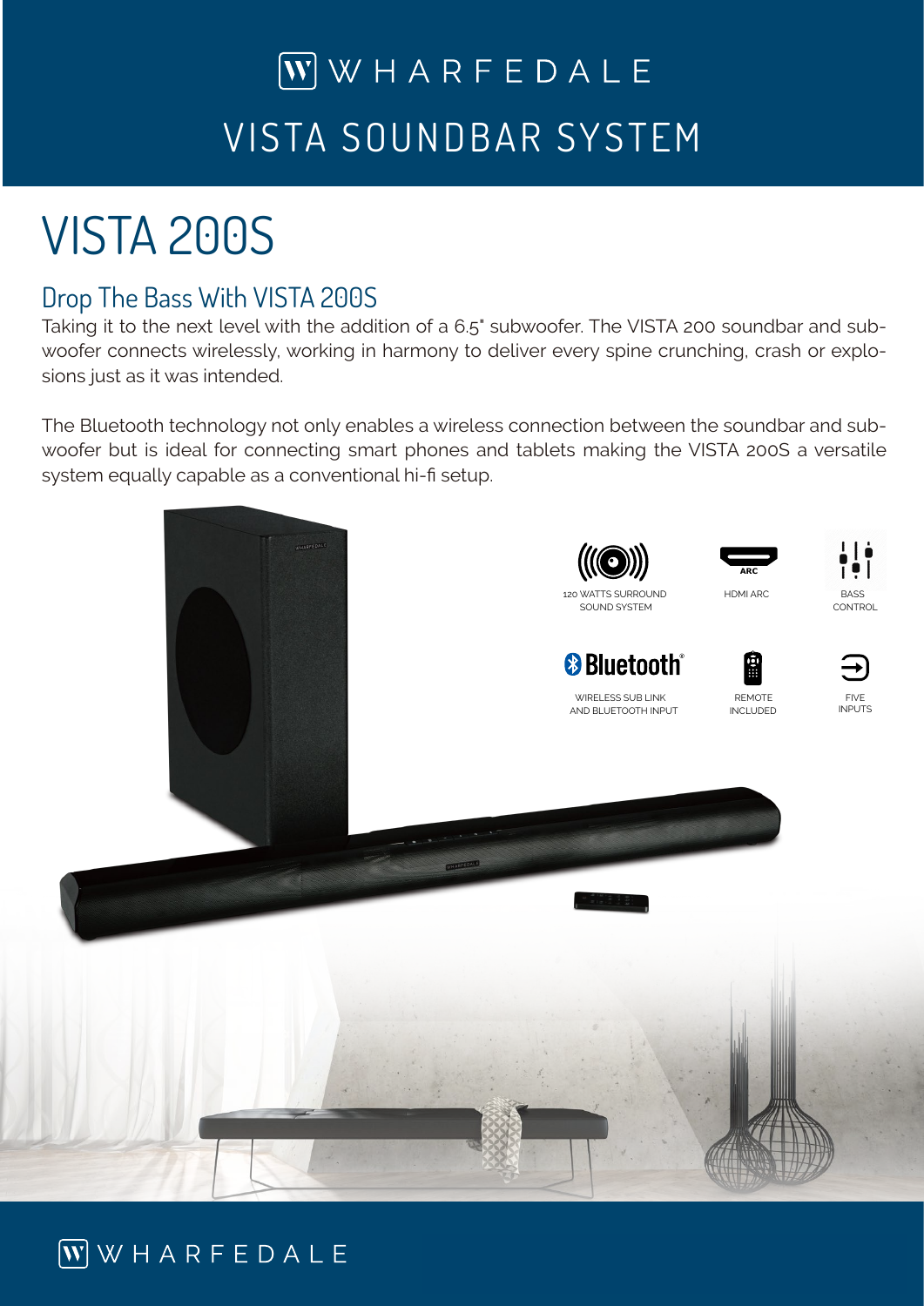# WHARFEDALE

# VISTA SOUNDBAR SYSTEM

# VISTA 200S

## Drop The Bass With VISTA 200S

Taking it to the next level with the addition of a 6.5" subwoofer. The VISTA 200 soundbar and subwoofer connects wirelessly, working in harmony to deliver every spine crunching, crash or explosions just as it was intended.

The Bluetooth technology not only enables a wireless connection between the soundbar and subwoofer but is ideal for connecting smart phones and tablets making the VISTA 200S a versatile system equally capable as a conventional hi-fi setup.

- 120 WATTS SURROUND SOUND SYSTEM
- HDMI ARC
- BASS CONTROL
- WIRELESS SUB LINK AND BLUETOOTH INPUT
- REMOTE INCLUDED
- FIVE INPUTS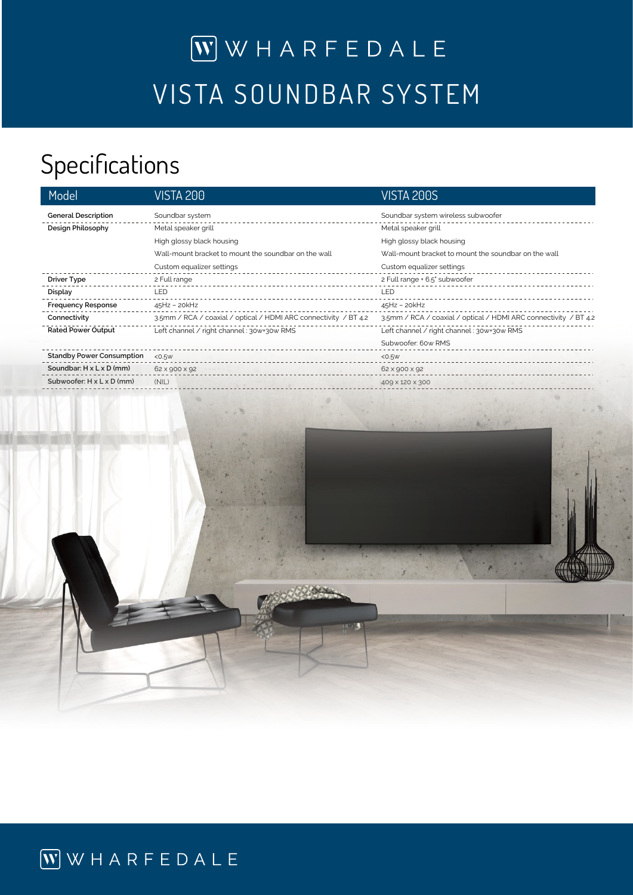# WHARFEDALE

# VISTA SOUNDBAR SYSTEM

## Specifications

| Model | VISTA 200 | VISTA 200S |
|---|---|---|
| **General Description** | Soundbar system | Soundbar system wireless subwoofer |
| **Design Philosophy** | Metal speaker grill | Metal speaker grill |
| | High glossy black housing | High glossy black housing |
| | Wall-mount bracket to mount the soundbar on the wall | Wall-mount bracket to mount the soundbar on the wall |
| | Custom equalizer settings | Custom equalizer settings |
| **Driver Type** | 2 Full range | 2 Full range + 6.5" subwoofer |
| **Display** | LED | LED |
| **Frequency Response** | 45Hz – 20kHz | 45Hz – 20kHz |
| **Connectivity** | 3.5mm / RCA / coaxial / optical / HDMI ARC connectivity / BT 4.2 | 3.5mm / RCA / coaxial / optical / HDMI ARC connectivity / BT 4.2 |
| **Rated Power Output** | Left channel / right channel : 30w+30w RMS | Left channel / right channel : 30w+30w RMS |
| | | Subwoofer: 60w RMS |
| **Standby Power Consumption** | <0.5w | <0.5w |
| **Soundbar: H x L x D (mm)** | 62 x 900 x 92 | 62 x 900 x 92 |
| **Subwoofer: H x L x D (mm)** | (NIL) | 409 x 120 x 300 |